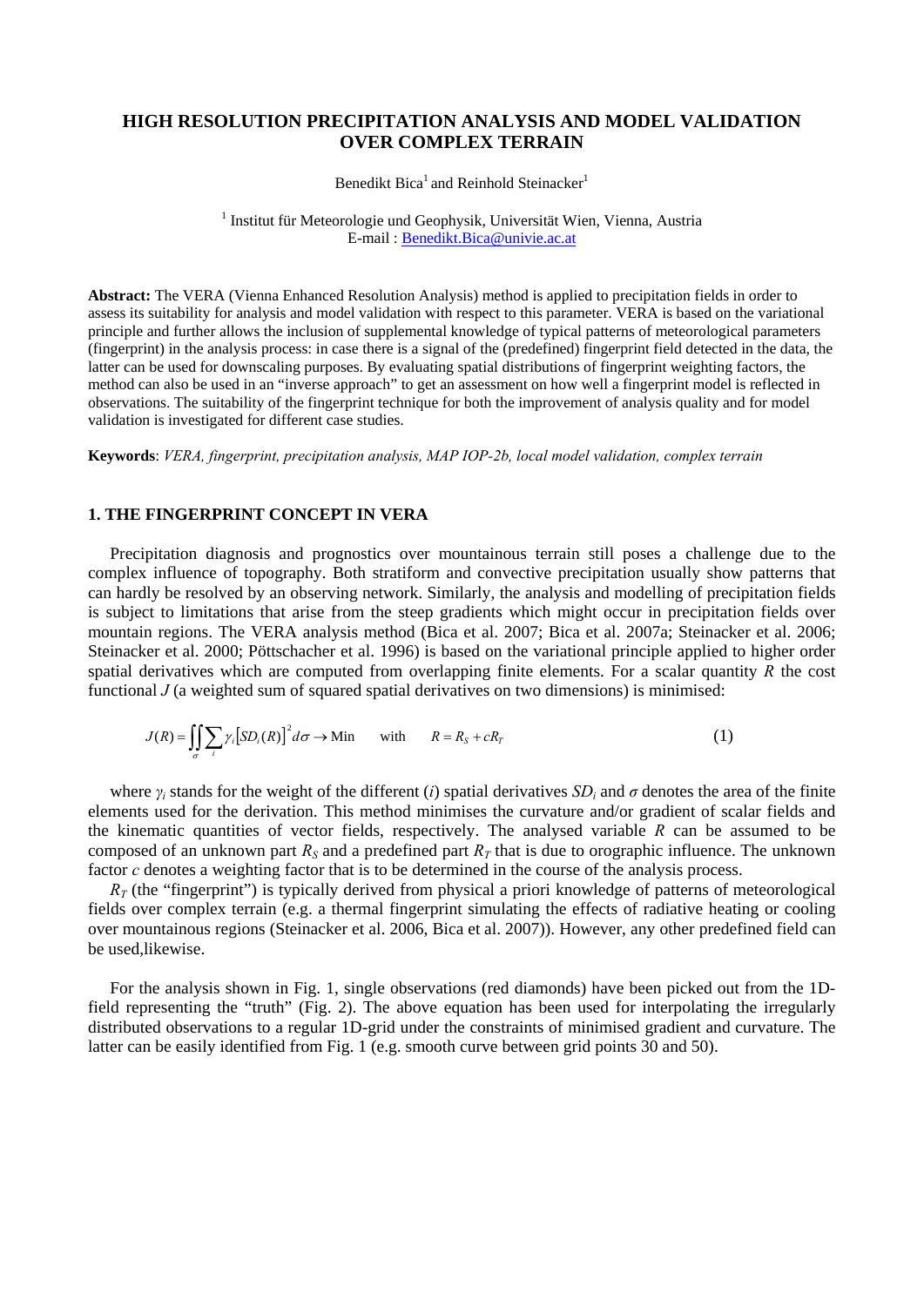# HIGH RESOLUTION PRECIPITATION ANALYSIS AND MODEL VALIDATION OVER COMPLEX TERRAIN

Benedikt Bica[1] and Reinhold Steinacker[1]

[1] Institut für Meteorologie und Geophysik, Universität Wien, Vienna, Austria
E-mail : Benedikt.Bica@univie.ac.at

**Abstract:** The VERA (Vienna Enhanced Resolution Analysis) method is applied to precipitation fields in order to assess its suitability for analysis and model validation with respect to this parameter. VERA is based on the variational principle and further allows the inclusion of supplemental knowledge of typical patterns of meteorological parameters (fingerprint) in the analysis process: in case there is a signal of the (predefined) fingerprint field detected in the data, the latter can be used for downscaling purposes. By evaluating spatial distributions of fingerprint weighting factors, the method can also be used in an "inverse approach" to get an assessment on how well a fingerprint model is reflected in observations. The suitability of the fingerprint technique for both the improvement of analysis quality and for model validation is investigated for different case studies.

**Keywords**: *VERA, fingerprint, precipitation analysis, MAP IOP-2b, local model validation, complex terrain*

## 1. THE FINGERPRINT CONCEPT IN VERA

Precipitation diagnosis and prognostics over mountainous terrain still poses a challenge due to the complex influence of topography. Both stratiform and convective precipitation usually show patterns that can hardly be resolved by an observing network. Similarly, the analysis and modelling of precipitation fields is subject to limitations that arise from the steep gradients which might occur in precipitation fields over mountain regions. The VERA analysis method (Bica et al. 2007; Bica et al. 2007a; Steinacker et al. 2006; Steinacker et al. 2000; Pöttschacher et al. 1996) is based on the variational principle applied to higher order spatial derivatives which are computed from overlapping finite elements. For a scalar quantity $R$ the cost functional $J$ (a weighted sum of squared spatial derivatives on two dimensions) is minimised:

$$J(R) = \iint_{\sigma} \sum_{i} \gamma_i \left[ SD_i(R) \right]^2 d\sigma \rightarrow \text{Min} \qquad \text{with} \qquad R = R_S + cR_T \tag{1}$$

where $\gamma_i$ stands for the weight of the different ($i$) spatial derivatives $SD_i$ and $\sigma$ denotes the area of the finite elements used for the derivation. This method minimises the curvature and/or gradient of scalar fields and the kinematic quantities of vector fields, respectively. The analysed variable $R$ can be assumed to be composed of an unknown part $R_S$ and a predefined part $R_T$ that is due to orographic influence. The unknown factor $c$ denotes a weighting factor that is to be determined in the course of the analysis process.

$R_T$ (the "fingerprint") is typically derived from physical a priori knowledge of patterns of meteorological fields over complex terrain (e.g. a thermal fingerprint simulating the effects of radiative heating or cooling over mountainous regions (Steinacker et al. 2006, Bica et al. 2007)). However, any other predefined field can be used,likewise.

For the analysis shown in Fig. 1, single observations (red diamonds) have been picked out from the 1D-field representing the "truth" (Fig. 2). The above equation has been used for interpolating the irregularly distributed observations to a regular 1D-grid under the constraints of minimised gradient and curvature. The latter can be easily identified from Fig. 1 (e.g. smooth curve between grid points 30 and 50).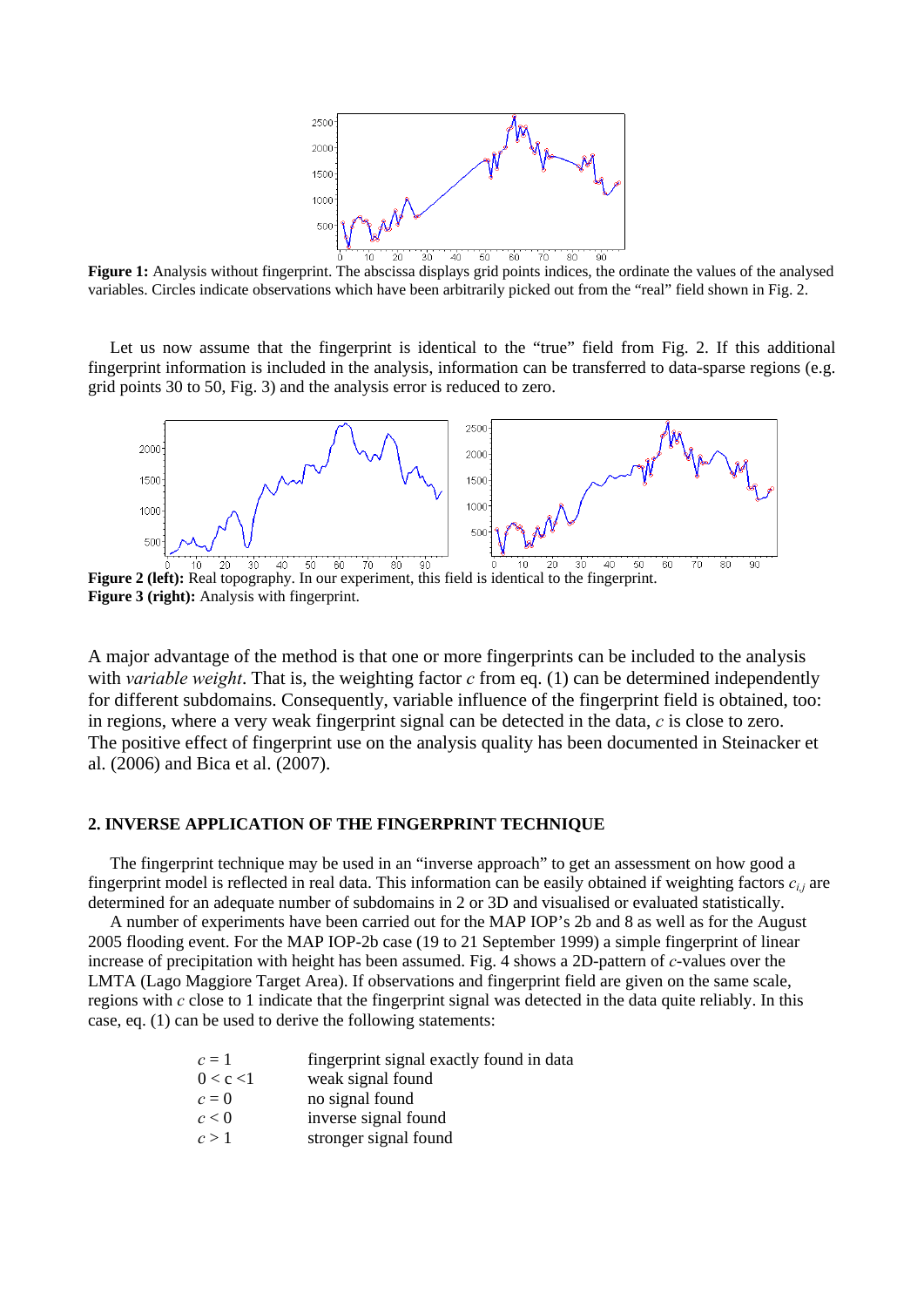**Figure 1:** Analysis without fingerprint. The abscissa displays grid points indices, the ordinate the values of the analysed variables. Circles indicate observations which have been arbitrarily picked out from the "real" field shown in Fig. 2.

Let us now assume that the fingerprint is identical to the "true" field from Fig. 2. If this additional fingerprint information is included in the analysis, information can be transferred to data-sparse regions (e.g. grid points 30 to 50, Fig. 3) and the analysis error is reduced to zero.

**Figure 2 (left):** Real topography. In our experiment, this field is identical to the fingerprint.
**Figure 3 (right):** Analysis with fingerprint.

A major advantage of the method is that one or more fingerprints can be included to the analysis with *variable weight*. That is, the weighting factor $c$ from eq. (1) can be determined independently for different subdomains. Consequently, variable influence of the fingerprint field is obtained, too: in regions, where a very weak fingerprint signal can be detected in the data, $c$ is close to zero. The positive effect of fingerprint use on the analysis quality has been documented in Steinacker et al. (2006) and Bica et al. (2007).

## 2. INVERSE APPLICATION OF THE FINGERPRINT TECHNIQUE

The fingerprint technique may be used in an "inverse approach" to get an assessment on how good a fingerprint model is reflected in real data. This information can be easily obtained if weighting factors $c_{i,j}$ are determined for an adequate number of subdomains in 2 or 3D and visualised or evaluated statistically.

A number of experiments have been carried out for the MAP IOP's 2b and 8 as well as for the August 2005 flooding event. For the MAP IOP-2b case (19 to 21 September 1999) a simple fingerprint of linear increase of precipitation with height has been assumed. Fig. 4 shows a 2D-pattern of $c$-values over the LMTA (Lago Maggiore Target Area). If observations and fingerprint field are given on the same scale, regions with $c$ close to 1 indicate that the fingerprint signal was detected in the data quite reliably. In this case, eq. (1) can be used to derive the following statements:

| | |
|---|---|
| $c = 1$ | fingerprint signal exactly found in data |
| $0 < c < 1$ | weak signal found |
| $c = 0$ | no signal found |
| $c < 0$ | inverse signal found |
| $c > 1$ | stronger signal found |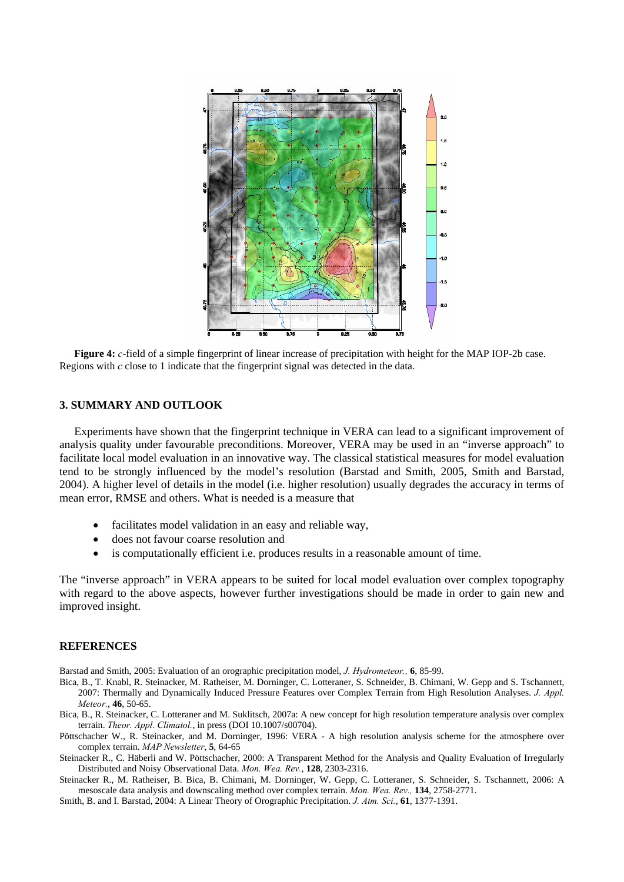**Figure 4:** *c*-field of a simple fingerprint of linear increase of precipitation with height for the MAP IOP-2b case. Regions with *c* close to 1 indicate that the fingerprint signal was detected in the data.

## 3. SUMMARY AND OUTLOOK

Experiments have shown that the fingerprint technique in VERA can lead to a significant improvement of analysis quality under favourable preconditions. Moreover, VERA may be used in an "inverse approach" to facilitate local model evaluation in an innovative way. The classical statistical measures for model evaluation tend to be strongly influenced by the model's resolution (Barstad and Smith, 2005, Smith and Barstad, 2004). A higher level of details in the model (i.e. higher resolution) usually degrades the accuracy in terms of mean error, RMSE and others. What is needed is a measure that

- facilitates model validation in an easy and reliable way,
- does not favour coarse resolution and
- is computationally efficient i.e. produces results in a reasonable amount of time.

The "inverse approach" in VERA appears to be suited for local model evaluation over complex topography with regard to the above aspects, however further investigations should be made in order to gain new and improved insight.

## REFERENCES

Barstad and Smith, 2005: Evaluation of an orographic precipitation model, *J. Hydrometeor.,* **6**, 85-99.

Bica, B., T. Knabl, R. Steinacker, M. Ratheiser, M. Dorninger, C. Lotteraner, S. Schneider, B. Chimani, W. Gepp and S. Tschannett, 2007: Thermally and Dynamically Induced Pressure Features over Complex Terrain from High Resolution Analyses. *J. Appl. Meteor.*, **46**, 50-65.

Bica, B., R. Steinacker, C. Lotteraner and M. Suklitsch, 2007a: A new concept for high resolution temperature analysis over complex terrain. *Theor. Appl. Climatol.*, in press (DOI 10.1007/s00704).

Pöttschacher W., R. Steinacker, and M. Dorninger, 1996: VERA - A high resolution analysis scheme for the atmosphere over complex terrain. *MAP Newsletter*, **5**, 64-65

Steinacker R., C. Häberli and W. Pöttschacher, 2000: A Transparent Method for the Analysis and Quality Evaluation of Irregularly Distributed and Noisy Observational Data. *Mon. Wea. Rev.*, **128**, 2303-2316.

Steinacker R., M. Ratheiser, B. Bica, B. Chimani, M. Dorninger, W. Gepp, C. Lotteraner, S. Schneider, S. Tschannett, 2006: A mesoscale data analysis and downscaling method over complex terrain. *Mon. Wea. Rev.,* **134**, 2758-2771.

Smith, B. and I. Barstad, 2004: A Linear Theory of Orographic Precipitation. *J. Atm. Sci.*, **61**, 1377-1391.